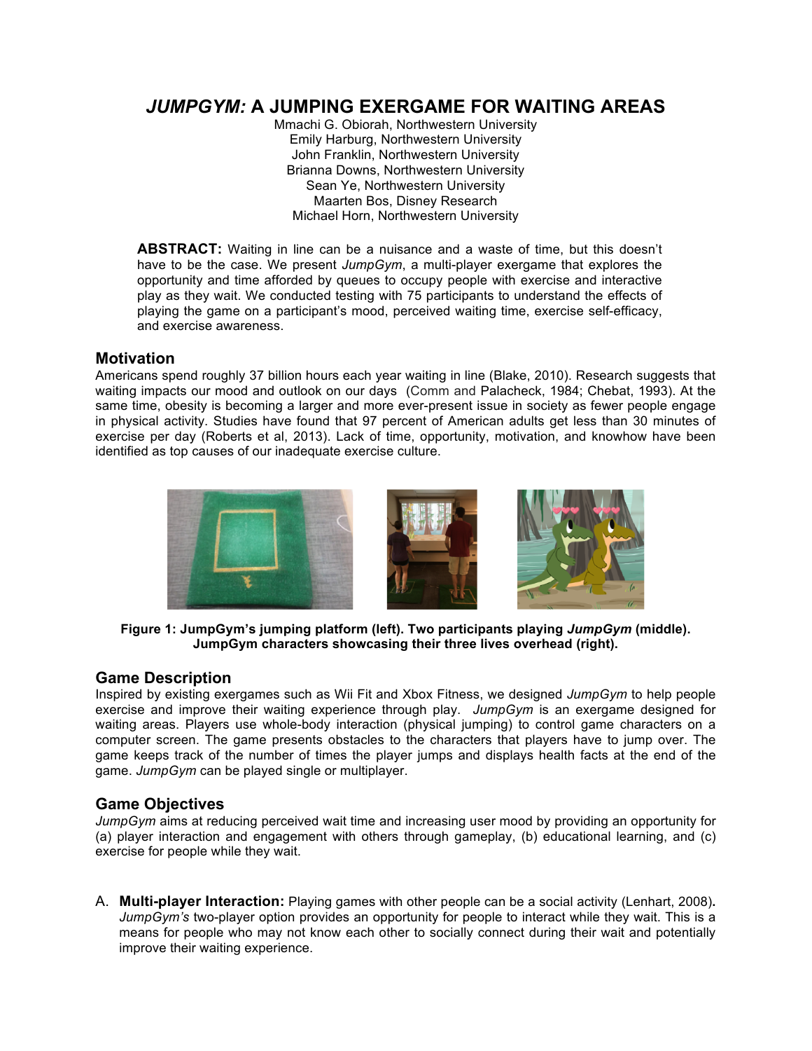# *JUMPGYM:* A JUMPING EXERGAME FOR WAITING AREAS

Mmachi G. Obiorah, Northwestern University
Emily Harburg, Northwestern University
John Franklin, Northwestern University
Brianna Downs, Northwestern University
Sean Ye, Northwestern University
Maarten Bos, Disney Research
Michael Horn, Northwestern University

**ABSTRACT:** Waiting in line can be a nuisance and a waste of time, but this doesn't have to be the case. We present *JumpGym*, a multi-player exergame that explores the opportunity and time afforded by queues to occupy people with exercise and interactive play as they wait. We conducted testing with 75 participants to understand the effects of playing the game on a participant's mood, perceived waiting time, exercise self-efficacy, and exercise awareness.

## Motivation

Americans spend roughly 37 billion hours each year waiting in line (Blake, 2010). Research suggests that waiting impacts our mood and outlook on our days (Comm and Palacheck, 1984; Chebat, 1993). At the same time, obesity is becoming a larger and more ever-present issue in society as fewer people engage in physical activity. Studies have found that 97 percent of American adults get less than 30 minutes of exercise per day (Roberts et al, 2013). Lack of time, opportunity, motivation, and knowhow have been identified as top causes of our inadequate exercise culture.

**Figure 1: JumpGym's jumping platform (left). Two participants playing *JumpGym* (middle). JumpGym characters showcasing their three lives overhead (right).**

## Game Description

Inspired by existing exergames such as Wii Fit and Xbox Fitness, we designed *JumpGym* to help people exercise and improve their waiting experience through play. *JumpGym* is an exergame designed for waiting areas. Players use whole-body interaction (physical jumping) to control game characters on a computer screen. The game presents obstacles to the characters that players have to jump over. The game keeps track of the number of times the player jumps and displays health facts at the end of the game. *JumpGym* can be played single or multiplayer.

## Game Objectives

*JumpGym* aims at reducing perceived wait time and increasing user mood by providing an opportunity for (a) player interaction and engagement with others through gameplay, (b) educational learning, and (c) exercise for people while they wait.

A. **Multi-player Interaction:** Playing games with other people can be a social activity (Lenhart, 2008). *JumpGym's* two-player option provides an opportunity for people to interact while they wait. This is a means for people who may not know each other to socially connect during their wait and potentially improve their waiting experience.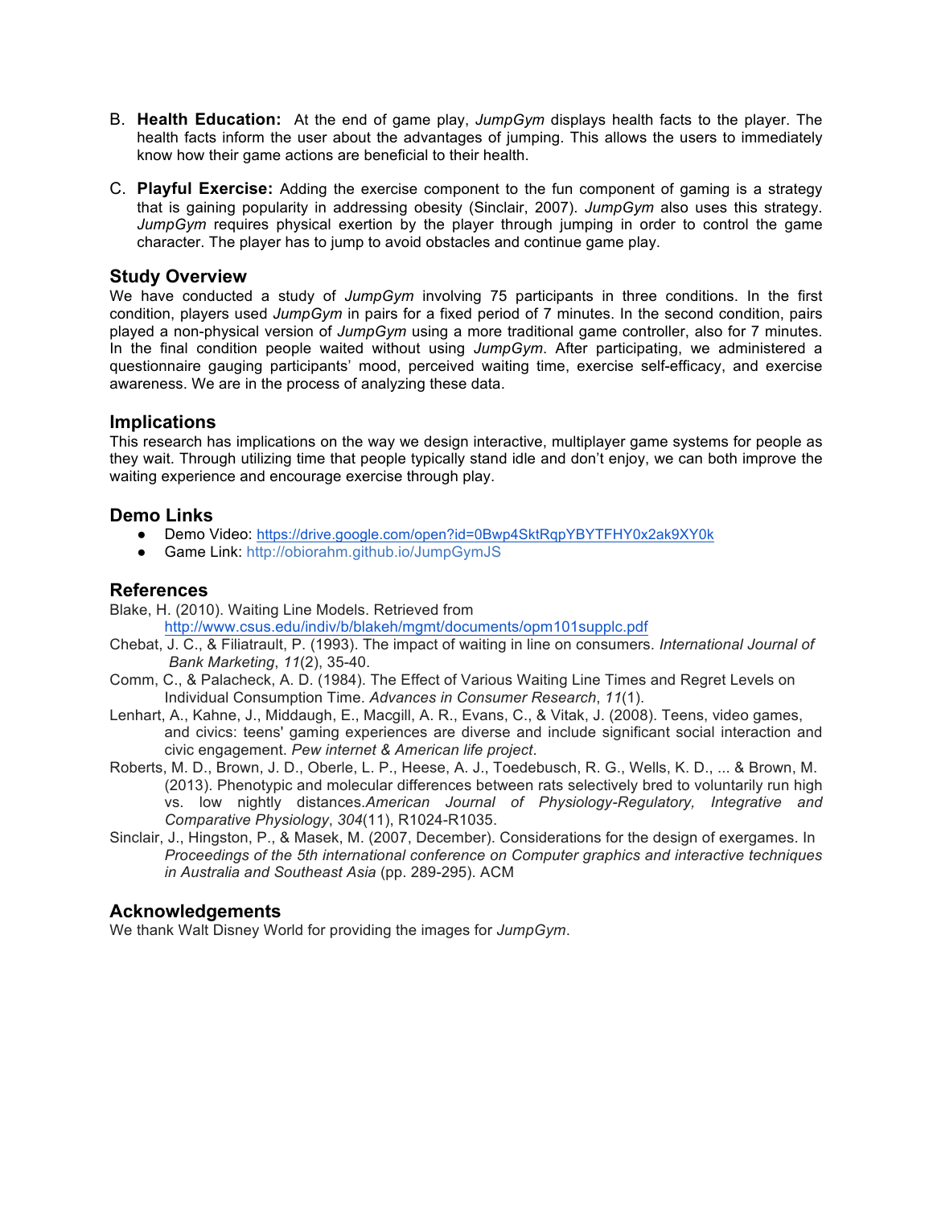B. **Health Education:** At the end of game play, *JumpGym* displays health facts to the player. The health facts inform the user about the advantages of jumping. This allows the users to immediately know how their game actions are beneficial to their health.

C. **Playful Exercise:** Adding the exercise component to the fun component of gaming is a strategy that is gaining popularity in addressing obesity (Sinclair, 2007). *JumpGym* also uses this strategy. *JumpGym* requires physical exertion by the player through jumping in order to control the game character. The player has to jump to avoid obstacles and continue game play.

## Study Overview

We have conducted a study of *JumpGym* involving 75 participants in three conditions. In the first condition, players used *JumpGym* in pairs for a fixed period of 7 minutes. In the second condition, pairs played a non-physical version of *JumpGym* using a more traditional game controller, also for 7 minutes. In the final condition people waited without using *JumpGym*. After participating, we administered a questionnaire gauging participants' mood, perceived waiting time, exercise self-efficacy, and exercise awareness. We are in the process of analyzing these data.

## Implications

This research has implications on the way we design interactive, multiplayer game systems for people as they wait. Through utilizing time that people typically stand idle and don't enjoy, we can both improve the waiting experience and encourage exercise through play.

## Demo Links

- Demo Video: https://drive.google.com/open?id=0Bwp4SktRqpYBYTFHY0x2ak9XY0k
- Game Link: http://obiorahm.github.io/JumpGymJS

## References

Blake, H. (2010). Waiting Line Models. Retrieved from http://www.csus.edu/indiv/b/blakeh/mgmt/documents/opm101supplc.pdf

Chebat, J. C., & Filiatrault, P. (1993). The impact of waiting in line on consumers. *International Journal of Bank Marketing*, *11*(2), 35-40.

Comm, C., & Palacheck, A. D. (1984). The Effect of Various Waiting Line Times and Regret Levels on Individual Consumption Time. *Advances in Consumer Research*, *11*(1).

Lenhart, A., Kahne, J., Middaugh, E., Macgill, A. R., Evans, C., & Vitak, J. (2008). Teens, video games, and civics: teens' gaming experiences are diverse and include significant social interaction and civic engagement. *Pew internet & American life project*.

Roberts, M. D., Brown, J. D., Oberle, L. P., Heese, A. J., Toedebusch, R. G., Wells, K. D., ... & Brown, M. (2013). Phenotypic and molecular differences between rats selectively bred to voluntarily run high vs. low nightly distances.*American Journal of Physiology-Regulatory, Integrative and Comparative Physiology*, *304*(11), R1024-R1035.

Sinclair, J., Hingston, P., & Masek, M. (2007, December). Considerations for the design of exergames. In *Proceedings of the 5th international conference on Computer graphics and interactive techniques in Australia and Southeast Asia* (pp. 289-295). ACM

## Acknowledgements

We thank Walt Disney World for providing the images for *JumpGym*.